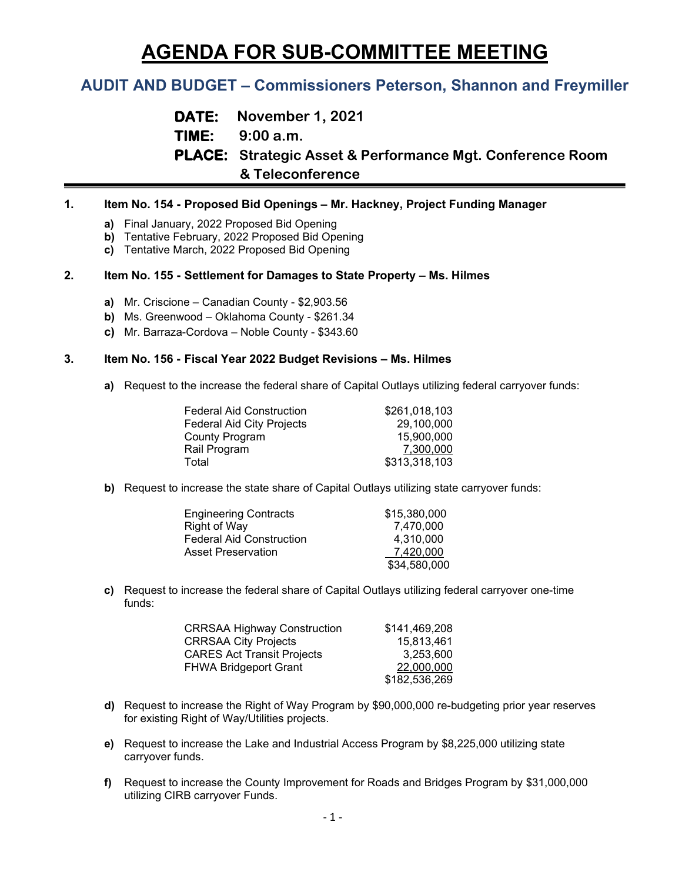# AGENDA FOR SUB-COMMITTEE MEETING

## AUDIT AND BUDGET – Commissioners Peterson, Shannon and Freymiller

**DATE:** November 1, 2021

**TIME:** 9:00 a.m.

**PLACE:** Strategic Asset & Performance Mgt. Conference Room & Teleconference

---

**1. Item No. 154 - Proposed Bid Openings – Mr. Hackney, Project Funding Manager**

- **a)** Final January, 2022 Proposed Bid Opening
- **b)** Tentative February, 2022 Proposed Bid Opening
- **c)** Tentative March, 2022 Proposed Bid Opening

**2. Item No. 155 - Settlement for Damages to State Property – Ms. Hilmes**

- **a)** Mr. Criscione – Canadian County - $2,903.56
- **b)** Ms. Greenwood – Oklahoma County - $261.34
- **c)** Mr. Barraza-Cordova – Noble County - $343.60

**3. Item No. 156 - Fiscal Year 2022 Budget Revisions – Ms. Hilmes**

**a)** Request to the increase the federal share of Capital Outlays utilizing federal carryover funds:

| | |
|---|---:|
| Federal Aid Construction | $261,018,103 |
| Federal Aid City Projects | 29,100,000 |
| County Program | 15,900,000 |
| Rail Program | 7,300,000 |
| Total | $313,318,103 |

**b)** Request to increase the state share of Capital Outlays utilizing state carryover funds:

| | |
|---|---:|
| Engineering Contracts | $15,380,000 |
| Right of Way | 7,470,000 |
| Federal Aid Construction | 4,310,000 |
| Asset Preservation | 7,420,000 |
| | $34,580,000 |

**c)** Request to increase the federal share of Capital Outlays utilizing federal carryover one-time funds:

| | |
|---|---:|
| CRRSAA Highway Construction | $141,469,208 |
| CRRSAA City Projects | 15,813,461 |
| CARES Act Transit Projects | 3,253,600 |
| FHWA Bridgeport Grant | 22,000,000 |
| | $182,536,269 |

**d)** Request to increase the Right of Way Program by $90,000,000 re-budgeting prior year reserves for existing Right of Way/Utilities projects.

**e)** Request to increase the Lake and Industrial Access Program by $8,225,000 utilizing state carryover funds.

**f)** Request to increase the County Improvement for Roads and Bridges Program by $31,000,000 utilizing CIRB carryover Funds.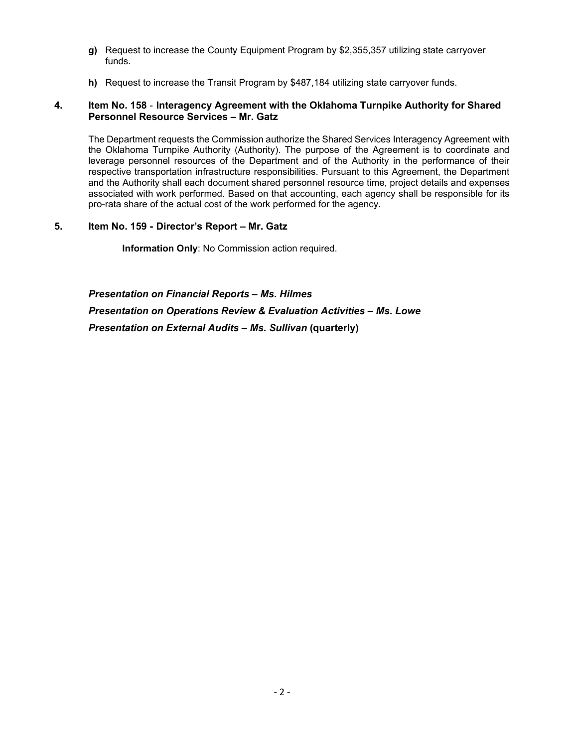- **g)** Request to increase the County Equipment Program by $2,355,357 utilizing state carryover funds.
- **h)** Request to increase the Transit Program by $487,184 utilizing state carryover funds.

**4. Item No. 158 - Interagency Agreement with the Oklahoma Turnpike Authority for Shared Personnel Resource Services – Mr. Gatz**

The Department requests the Commission authorize the Shared Services Interagency Agreement with the Oklahoma Turnpike Authority (Authority). The purpose of the Agreement is to coordinate and leverage personnel resources of the Department and of the Authority in the performance of their respective transportation infrastructure responsibilities. Pursuant to this Agreement, the Department and the Authority shall each document shared personnel resource time, project details and expenses associated with work performed. Based on that accounting, each agency shall be responsible for its pro-rata share of the actual cost of the work performed for the agency.

**5. Item No. 159 - Director's Report – Mr. Gatz**

**Information Only**: No Commission action required.

***Presentation on Financial Reports – Ms. Hilmes***

***Presentation on Operations Review & Evaluation Activities – Ms. Lowe***

***Presentation on External Audits – Ms. Sullivan* (quarterly)**